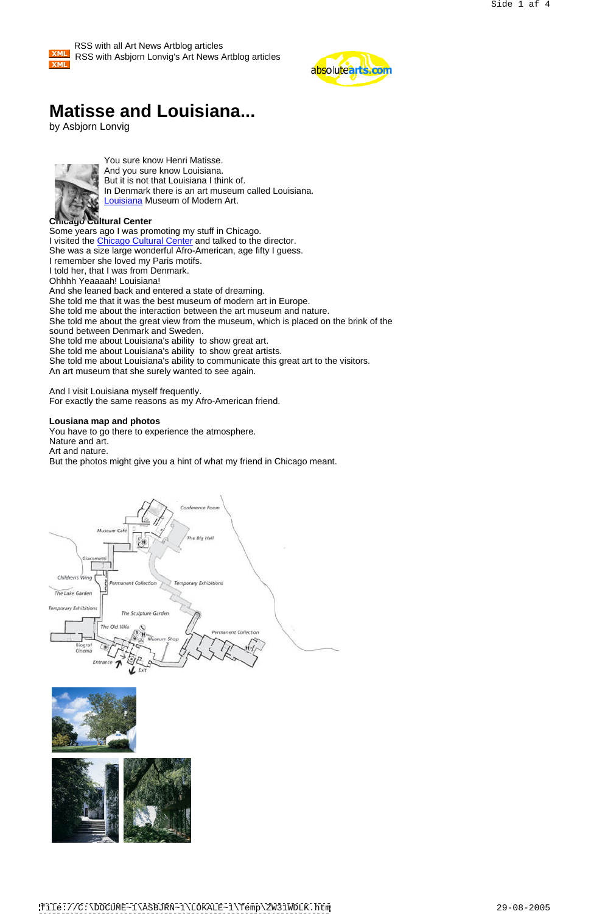XML RSS with all Art News Artblog articles

XML RSS with Asbjorn Lonvig's Art News Artblog articles

# Matisse and Louisiana...

by Asbjorn Lonvig

You sure know Henri Matisse.
And you sure know Louisiana.
But it is not that Louisiana I think of.
In Denmark there is an art museum called Louisiana.
Louisiana Museum of Modern Art.

**Chicago Cultural Center**

Some years ago I was promoting my stuff in Chicago.
I visited the Chicago Cultural Center and talked to the director.
She was a size large wonderful Afro-American, age fifty I guess.
I remember she loved my Paris motifs.
I told her, that I was from Denmark.
Ohhhh Yeaaaah! Louisiana!
And she leaned back and entered a state of dreaming.
She told me that it was the best museum of modern art in Europe.
She told me about the interaction between the art museum and nature.
She told me about the great view from the museum, which is placed on the brink of the sound between Denmark and Sweden.
She told me about Louisiana's ability to show great art.
She told me about Louisiana's ability to show great artists.
She told me about Louisiana's ability to communicate this great art to the visitors.
An art museum that she surely wanted to see again.

And I visit Louisiana myself frequently.
For exactly the same reasons as my Afro-American friend.

**Lousiana map and photos**

You have to go there to experience the atmosphere.
Nature and art.
Art and nature.
But the photos might give you a hint of what my friend in Chicago meant.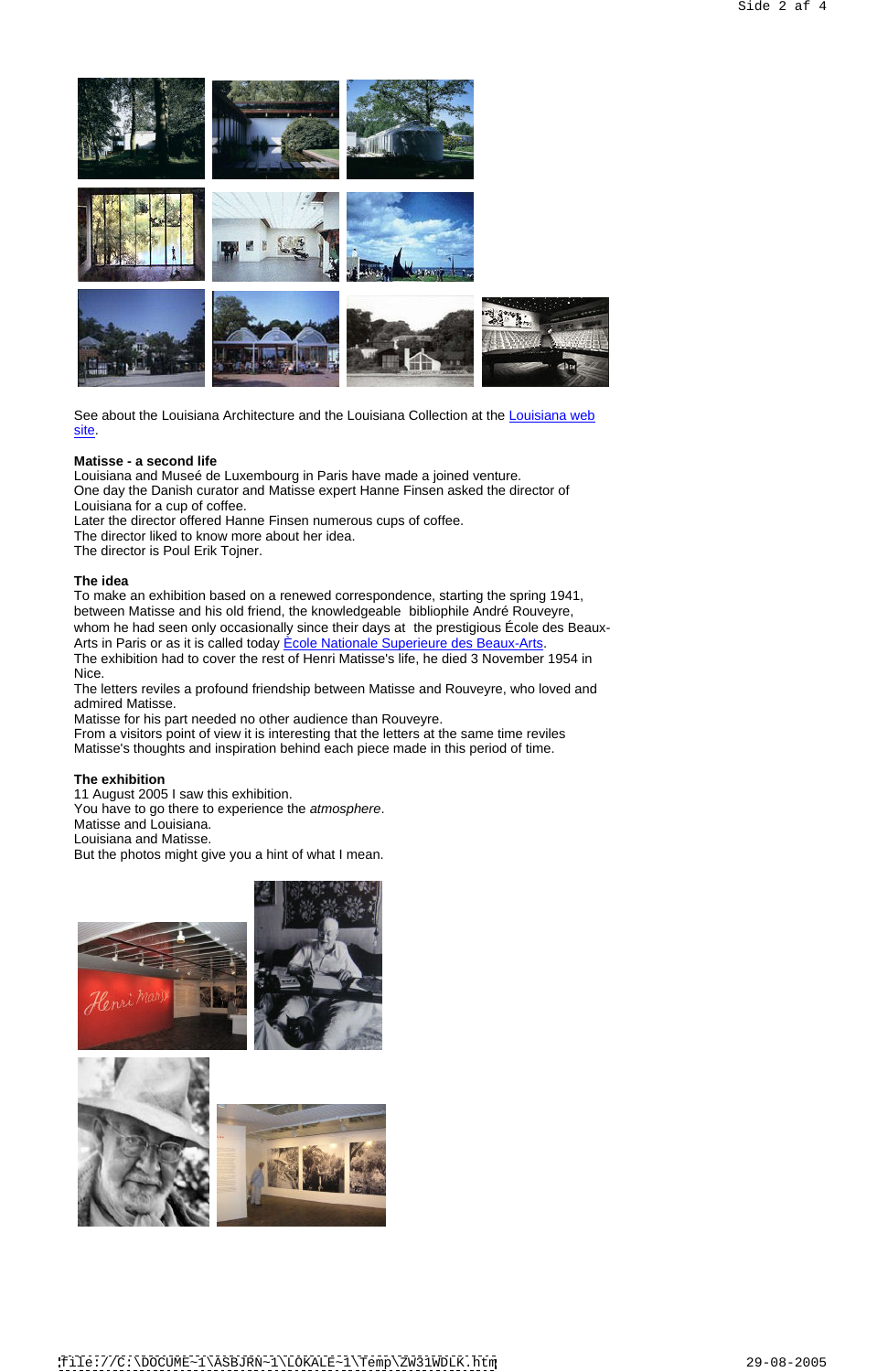See about the Louisiana Architecture and the Louisiana Collection at the Louisiana web site.

**Matisse - a second life**
Louisiana and Museé de Luxembourg in Paris have made a joined venture.
One day the Danish curator and Matisse expert Hanne Finsen asked the director of Louisiana for a cup of coffee.
Later the director offered Hanne Finsen numerous cups of coffee.
The director liked to know more about her idea.
The director is Poul Erik Tojner.

**The idea**
To make an exhibition based on a renewed correspondence, starting the spring 1941, between Matisse and his old friend, the knowledgeable bibliophile André Rouveyre, whom he had seen only occasionally since their days at the prestigious École des Beaux-Arts in Paris or as it is called today École Nationale Superieure des Beaux-Arts.
The exhibition had to cover the rest of Henri Matisse's life, he died 3 November 1954 in Nice.
The letters reviles a profound friendship between Matisse and Rouveyre, who loved and admired Matisse.
Matisse for his part needed no other audience than Rouveyre.
From a visitors point of view it is interesting that the letters at the same time reviles Matisse's thoughts and inspiration behind each piece made in this period of time.

**The exhibition**
11 August 2005 I saw this exhibition.
You have to go there to experience the *atmosphere*.
Matisse and Louisiana.
Louisiana and Matisse.
But the photos might give you a hint of what I mean.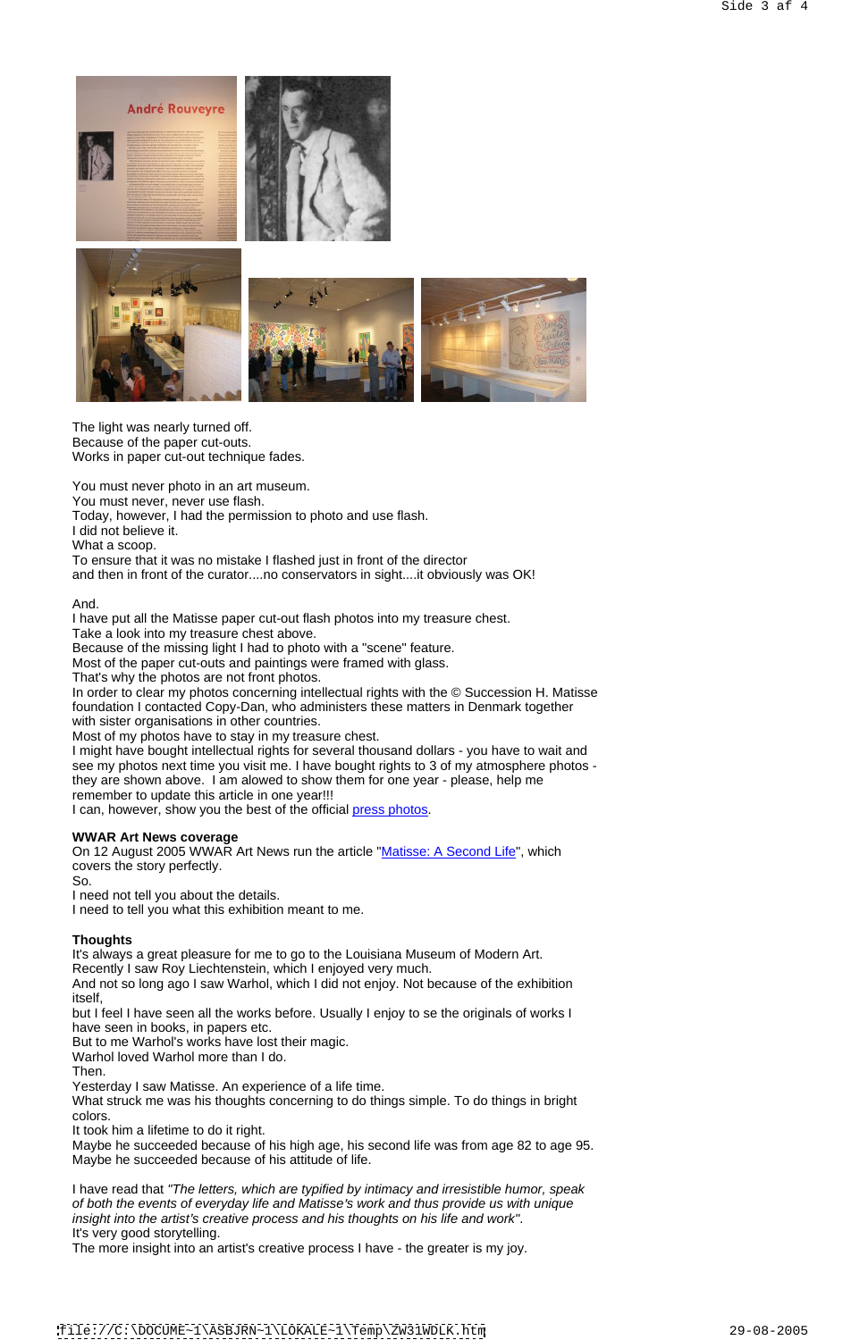The light was nearly turned off.
Because of the paper cut-outs.
Works in paper cut-out technique fades.

You must never photo in an art museum.
You must never, never use flash.
Today, however, I had the permission to photo and use flash.
I did not believe it.
What a scoop.
To ensure that it was no mistake I flashed just in front of the director
and then in front of the curator....no conservators in sight....it obviously was OK!

And.
I have put all the Matisse paper cut-out flash photos into my treasure chest.
Take a look into my treasure chest above.
Because of the missing light I had to photo with a "scene" feature.
Most of the paper cut-outs and paintings were framed with glass.
That's why the photos are not front photos.
In order to clear my photos concerning intellectual rights with the © Succession H. Matisse foundation I contacted Copy-Dan, who administers these matters in Denmark together with sister organisations in other countries.
Most of my photos have to stay in my treasure chest.
I might have bought intellectual rights for several thousand dollars - you have to wait and see my photos next time you visit me. I have bought rights to 3 of my atmosphere photos - they are shown above. I am allowed to show them for one year - please, help me remember to update this article in one year!!!
I can, however, show you the best of the official press photos.

**WWAR Art News coverage**
On 12 August 2005 WWAR Art News run the article "Matisse: A Second Life", which covers the story perfectly.
So.
I need not tell you about the details.
I need to tell you what this exhibition meant to me.

**Thoughts**
It's always a great pleasure for me to go to the Louisiana Museum of Modern Art.
Recently I saw Roy Liechtenstein, which I enjoyed very much.
And not so long ago I saw Warhol, which I did not enjoy. Not because of the exhibition itself,
but I feel I have seen all the works before. Usually I enjoy to se the originals of works I have seen in books, in papers etc.
But to me Warhol's works have lost their magic.
Warhol loved Warhol more than I do.
Then.
Yesterday I saw Matisse. An experience of a life time.
What struck me was his thoughts concerning to do things simple. To do things in bright colors.
It took him a lifetime to do it right.
Maybe he succeeded because of his high age, his second life was from age 82 to age 95.
Maybe he succeeded because of his attitude of life.

I have read that *"The letters, which are typified by intimacy and irresistible humor, speak of both the events of everyday life and Matisse's work and thus provide us with unique insight into the artist's creative process and his thoughts on his life and work"*.
It's very good storytelling.
The more insight into an artist's creative process I have - the greater is my joy.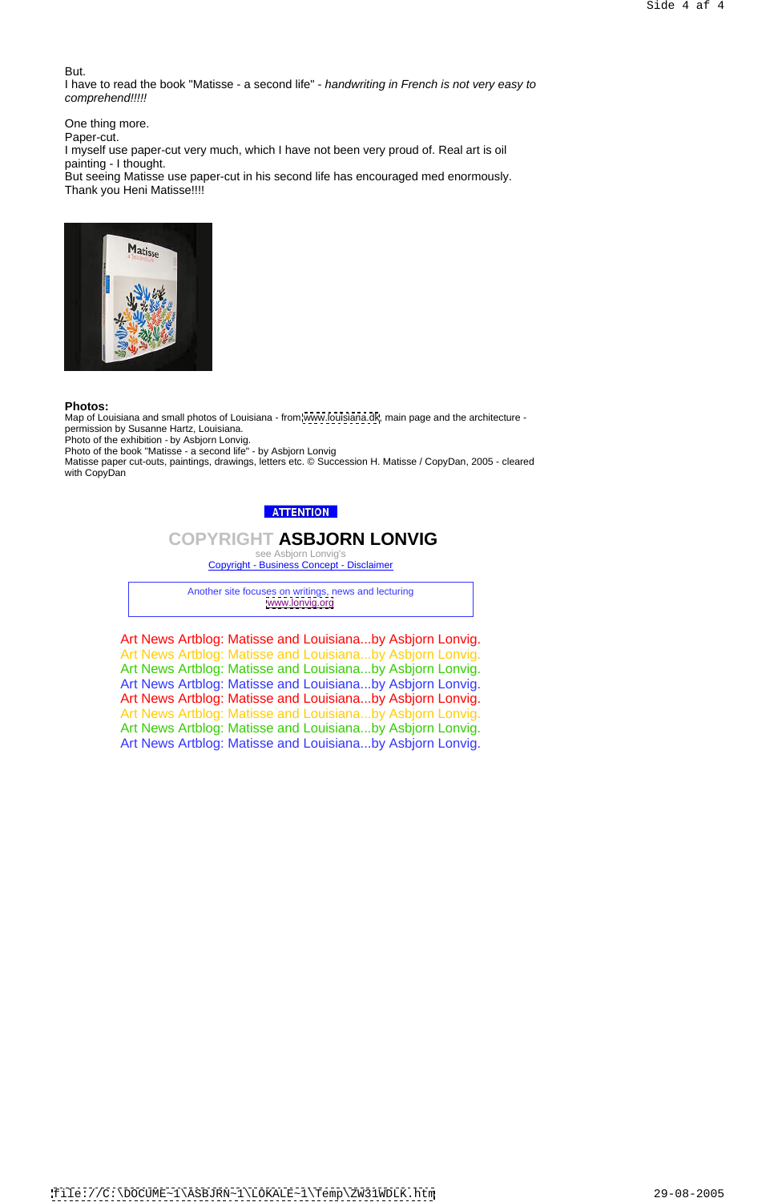But.
I have to read the book "Matisse - a second life" - *handwriting in French is not very easy to comprehend!!!!!*

One thing more.
Paper-cut.
I myself use paper-cut very much, which I have not been very proud of. Real art is oil painting - I thought.
But seeing Matisse use paper-cut in his second life has encouraged med enormously.
Thank you Heni Matisse!!!!

**Photos:**
Map of Louisiana and small photos of Louisiana - from www.louisiana.dk, main page and the architecture - permission by Susanne Hartz, Louisiana.
Photo of the exhibition - by Asbjorn Lonvig.
Photo of the book "Matisse - a second life" - by Asbjorn Lonvig
Matisse paper cut-outs, paintings, drawings, letters etc. © Succession H. Matisse / CopyDan, 2005 - cleared with CopyDan

ATTENTION

COPYRIGHT **ASBJORN LONVIG**
see Asbjorn Lonvig's
Copyright - Business Concept - Disclaimer

Another site focuses on writings, news and lecturing
www.lonvig.org

Art News Artblog: Matisse and Louisiana...by Asbjorn Lonvig.
Art News Artblog: Matisse and Louisiana...by Asbjorn Lonvig.
Art News Artblog: Matisse and Louisiana...by Asbjorn Lonvig.
Art News Artblog: Matisse and Louisiana...by Asbjorn Lonvig.
Art News Artblog: Matisse and Louisiana...by Asbjorn Lonvig.
Art News Artblog: Matisse and Louisiana...by Asbjorn Lonvig.
Art News Artblog: Matisse and Louisiana...by Asbjorn Lonvig.
Art News Artblog: Matisse and Louisiana...by Asbjorn Lonvig.